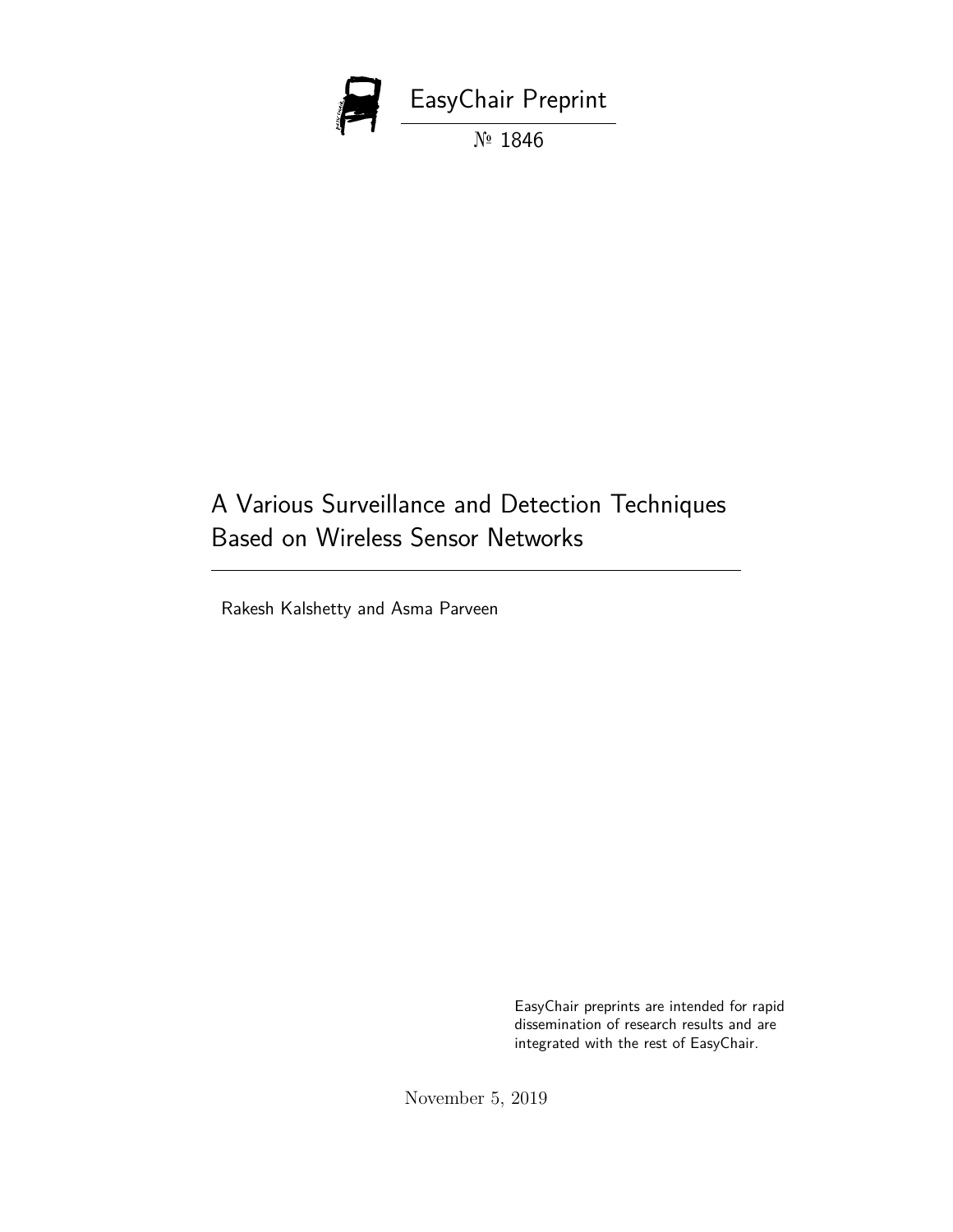EasyChair Preprint

№ 1846

# A Various Surveillance and Detection Techniques Based on Wireless Sensor Networks

Rakesh Kalshetty and Asma Parveen

EasyChair preprints are intended for rapid dissemination of research results and are integrated with the rest of EasyChair.

November 5, 2019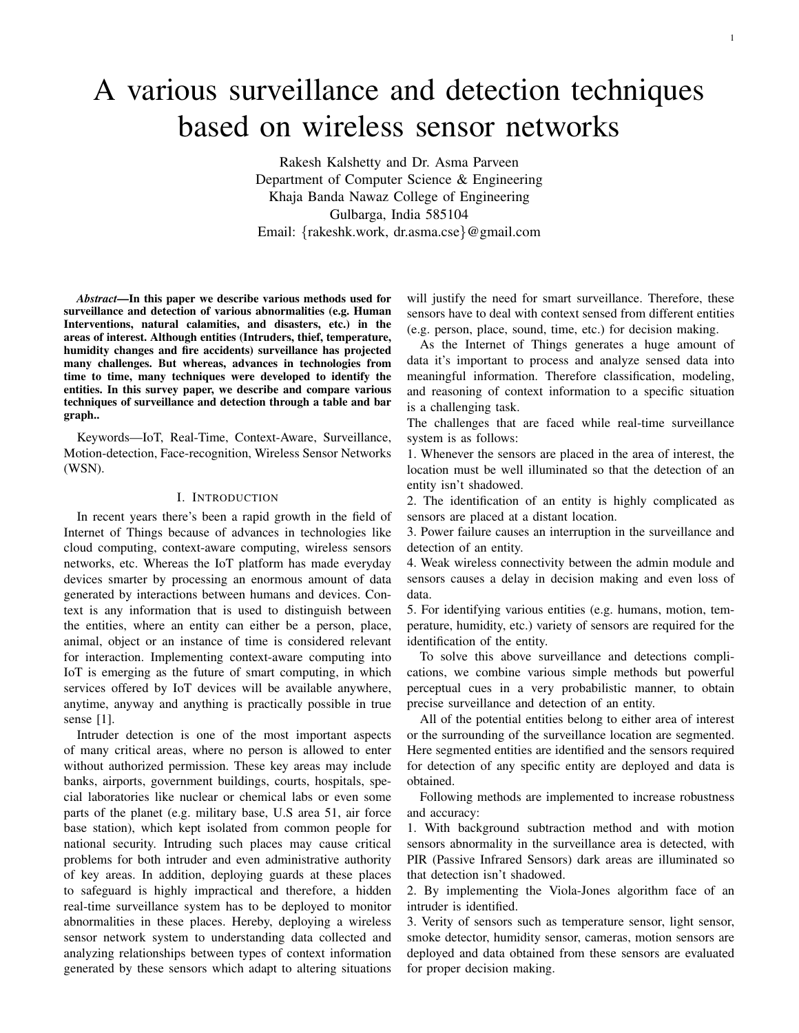# A various surveillance and detection techniques based on wireless sensor networks

Rakesh Kalshetty and Dr. Asma Parveen
Department of Computer Science & Engineering
Khaja Banda Nawaz College of Engineering
Gulbarga, India 585104
Email: {rakeshk.work, dr.asma.cse}@gmail.com

***Abstract*—In this paper we describe various methods used for surveillance and detection of various abnormalities (e.g. Human Interventions, natural calamities, and disasters, etc.) in the areas of interest. Although entities (Intruders, thief, temperature, humidity changes and fire accidents) surveillance has projected many challenges. But whereas, advances in technologies from time to time, many techniques were developed to identify the entities. In this survey paper, we describe and compare various techniques of surveillance and detection through a table and bar graph..**

Keywords—IoT, Real-Time, Context-Aware, Surveillance, Motion-detection, Face-recognition, Wireless Sensor Networks (WSN).

## I. Introduction

In recent years there's been a rapid growth in the field of Internet of Things because of advances in technologies like cloud computing, context-aware computing, wireless sensors networks, etc. Whereas the IoT platform has made everyday devices smarter by processing an enormous amount of data generated by interactions between humans and devices. Context is any information that is used to distinguish between the entities, where an entity can either be a person, place, animal, object or an instance of time is considered relevant for interaction. Implementing context-aware computing into IoT is emerging as the future of smart computing, in which services offered by IoT devices will be available anywhere, anytime, anyway and anything is practically possible in true sense [1].

Intruder detection is one of the most important aspects of many critical areas, where no person is allowed to enter without authorized permission. These key areas may include banks, airports, government buildings, courts, hospitals, special laboratories like nuclear or chemical labs or even some parts of the planet (e.g. military base, U.S area 51, air force base station), which kept isolated from common people for national security. Intruding such places may cause critical problems for both intruder and even administrative authority of key areas. In addition, deploying guards at these places to safeguard is highly impractical and therefore, a hidden real-time surveillance system has to be deployed to monitor abnormalities in these places. Hereby, deploying a wireless sensor network system to understanding data collected and analyzing relationships between types of context information generated by these sensors which adapt to altering situations will justify the need for smart surveillance. Therefore, these sensors have to deal with context sensed from different entities (e.g. person, place, sound, time, etc.) for decision making.

As the Internet of Things generates a huge amount of data it's important to process and analyze sensed data into meaningful information. Therefore classification, modeling, and reasoning of context information to a specific situation is a challenging task.

The challenges that are faced while real-time surveillance system is as follows:

1. Whenever the sensors are placed in the area of interest, the location must be well illuminated so that the detection of an entity isn't shadowed.
2. The identification of an entity is highly complicated as sensors are placed at a distant location.
3. Power failure causes an interruption in the surveillance and detection of an entity.
4. Weak wireless connectivity between the admin module and sensors causes a delay in decision making and even loss of data.
5. For identifying various entities (e.g. humans, motion, temperature, humidity, etc.) variety of sensors are required for the identification of the entity.

To solve this above surveillance and detections complications, we combine various simple methods but powerful perceptual cues in a very probabilistic manner, to obtain precise surveillance and detection of an entity.

All of the potential entities belong to either area of interest or the surrounding of the surveillance location are segmented. Here segmented entities are identified and the sensors required for detection of any specific entity are deployed and data is obtained.

Following methods are implemented to increase robustness and accuracy:

1. With background subtraction method and with motion sensors abnormality in the surveillance area is detected, with PIR (Passive Infrared Sensors) dark areas are illuminated so that detection isn't shadowed.
2. By implementing the Viola-Jones algorithm face of an intruder is identified.
3. Verity of sensors such as temperature sensor, light sensor, smoke detector, humidity sensor, cameras, motion sensors are deployed and data obtained from these sensors are evaluated for proper decision making.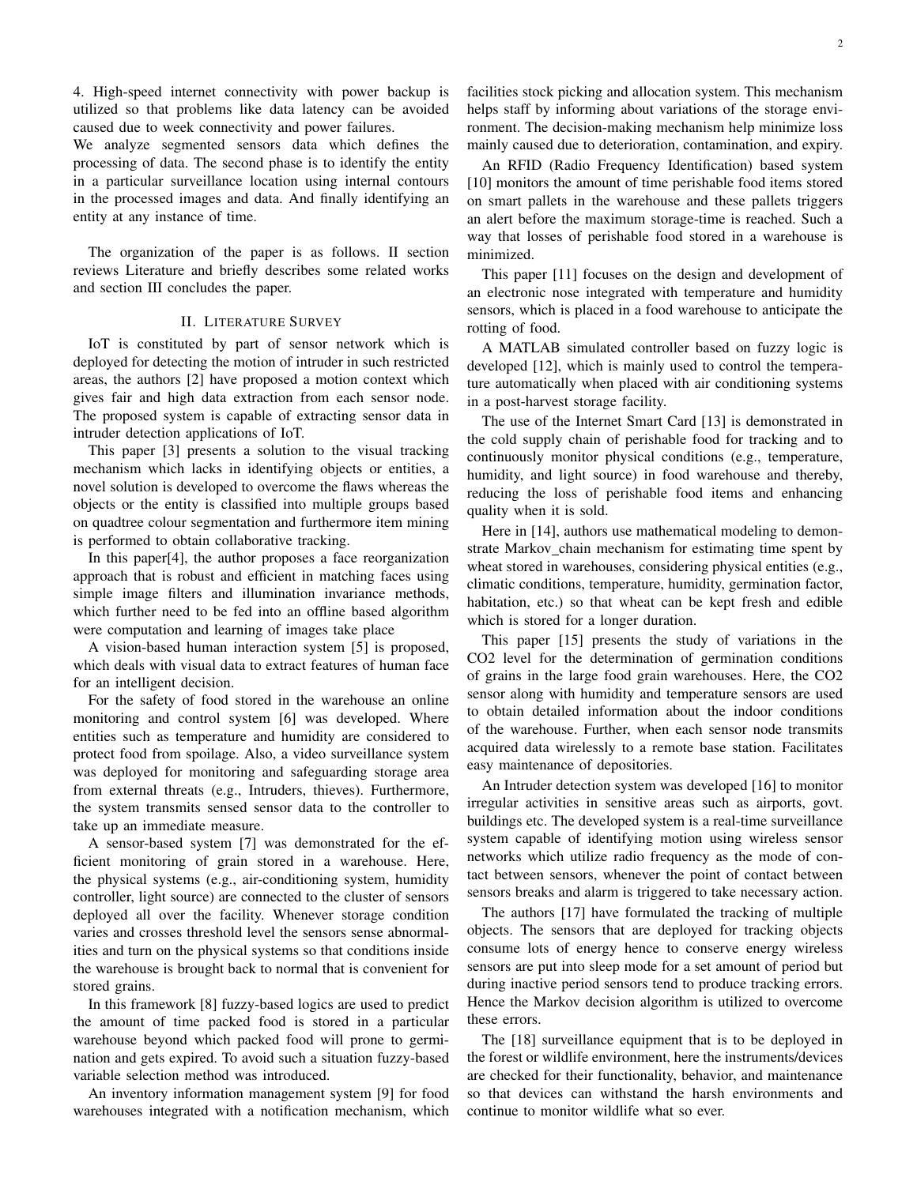4. High-speed internet connectivity with power backup is utilized so that problems like data latency can be avoided caused due to week connectivity and power failures.
We analyze segmented sensors data which defines the processing of data. The second phase is to identify the entity in a particular surveillance location using internal contours in the processed images and data. And finally identifying an entity at any instance of time.

The organization of the paper is as follows. II section reviews Literature and briefly describes some related works and section III concludes the paper.

## II. Literature Survey

IoT is constituted by part of sensor network which is deployed for detecting the motion of intruder in such restricted areas, the authors [2] have proposed a motion context which gives fair and high data extraction from each sensor node. The proposed system is capable of extracting sensor data in intruder detection applications of IoT.

This paper [3] presents a solution to the visual tracking mechanism which lacks in identifying objects or entities, a novel solution is developed to overcome the flaws whereas the objects or the entity is classified into multiple groups based on quadtree colour segmentation and furthermore item mining is performed to obtain collaborative tracking.

In this paper[4], the author proposes a face reorganization approach that is robust and efficient in matching faces using simple image filters and illumination invariance methods, which further need to be fed into an offline based algorithm were computation and learning of images take place

A vision-based human interaction system [5] is proposed, which deals with visual data to extract features of human face for an intelligent decision.

For the safety of food stored in the warehouse an online monitoring and control system [6] was developed. Where entities such as temperature and humidity are considered to protect food from spoilage. Also, a video surveillance system was deployed for monitoring and safeguarding storage area from external threats (e.g., Intruders, thieves). Furthermore, the system transmits sensed sensor data to the controller to take up an immediate measure.

A sensor-based system [7] was demonstrated for the efficient monitoring of grain stored in a warehouse. Here, the physical systems (e.g., air-conditioning system, humidity controller, light source) are connected to the cluster of sensors deployed all over the facility. Whenever storage condition varies and crosses threshold level the sensors sense abnormalities and turn on the physical systems so that conditions inside the warehouse is brought back to normal that is convenient for stored grains.

In this framework [8] fuzzy-based logics are used to predict the amount of time packed food is stored in a particular warehouse beyond which packed food will prone to germination and gets expired. To avoid such a situation fuzzy-based variable selection method was introduced.

An inventory information management system [9] for food warehouses integrated with a notification mechanism, which facilities stock picking and allocation system. This mechanism helps staff by informing about variations of the storage environment. The decision-making mechanism help minimize loss mainly caused due to deterioration, contamination, and expiry.

An RFID (Radio Frequency Identification) based system [10] monitors the amount of time perishable food items stored on smart pallets in the warehouse and these pallets triggers an alert before the maximum storage-time is reached. Such a way that losses of perishable food stored in a warehouse is minimized.

This paper [11] focuses on the design and development of an electronic nose integrated with temperature and humidity sensors, which is placed in a food warehouse to anticipate the rotting of food.

A MATLAB simulated controller based on fuzzy logic is developed [12], which is mainly used to control the temperature automatically when placed with air conditioning systems in a post-harvest storage facility.

The use of the Internet Smart Card [13] is demonstrated in the cold supply chain of perishable food for tracking and to continuously monitor physical conditions (e.g., temperature, humidity, and light source) in food warehouse and thereby, reducing the loss of perishable food items and enhancing quality when it is sold.

Here in [14], authors use mathematical modeling to demonstrate Markov_chain mechanism for estimating time spent by wheat stored in warehouses, considering physical entities (e.g., climatic conditions, temperature, humidity, germination factor, habitation, etc.) so that wheat can be kept fresh and edible which is stored for a longer duration.

This paper [15] presents the study of variations in the CO2 level for the determination of germination conditions of grains in the large food grain warehouses. Here, the CO2 sensor along with humidity and temperature sensors are used to obtain detailed information about the indoor conditions of the warehouse. Further, when each sensor node transmits acquired data wirelessly to a remote base station. Facilitates easy maintenance of depositories.

An Intruder detection system was developed [16] to monitor irregular activities in sensitive areas such as airports, govt. buildings etc. The developed system is a real-time surveillance system capable of identifying motion using wireless sensor networks which utilize radio frequency as the mode of contact between sensors, whenever the point of contact between sensors breaks and alarm is triggered to take necessary action.

The authors [17] have formulated the tracking of multiple objects. The sensors that are deployed for tracking objects consume lots of energy hence to conserve energy wireless sensors are put into sleep mode for a set amount of period but during inactive period sensors tend to produce tracking errors. Hence the Markov decision algorithm is utilized to overcome these errors.

The [18] surveillance equipment that is to be deployed in the forest or wildlife environment, here the instruments/devices are checked for their functionality, behavior, and maintenance so that devices can withstand the harsh environments and continue to monitor wildlife what so ever.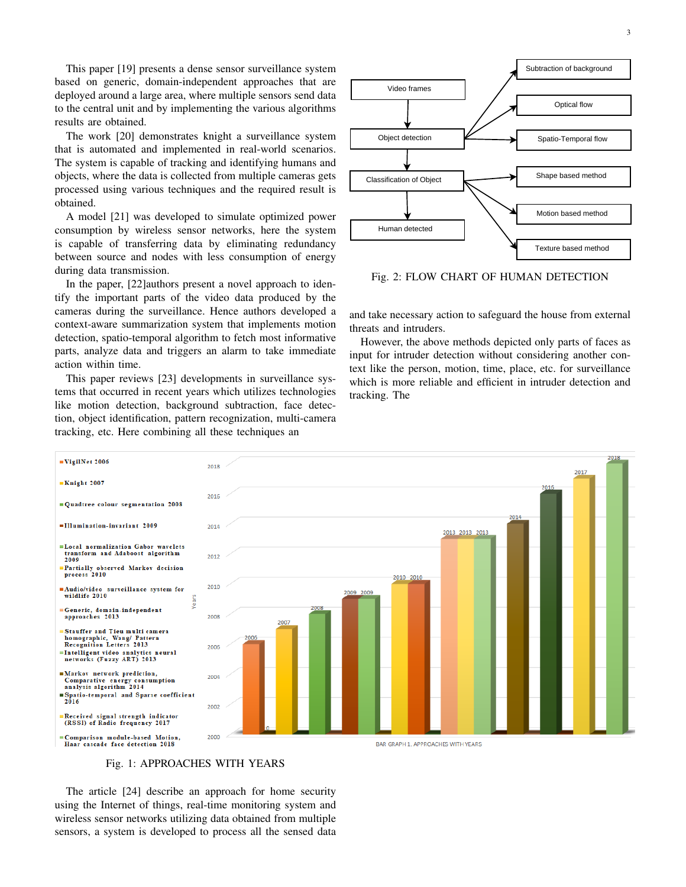This paper [19] presents a dense sensor surveillance system based on generic, domain-independent approaches that are deployed around a large area, where multiple sensors send data to the central unit and by implementing the various algorithms results are obtained.

The work [20] demonstrates knight a surveillance system that is automated and implemented in real-world scenarios. The system is capable of tracking and identifying humans and objects, where the data is collected from multiple cameras gets processed using various techniques and the required result is obtained.

A model [21] was developed to simulate optimized power consumption by wireless sensor networks, here the system is capable of transferring data by eliminating redundancy between source and nodes with less consumption of energy during data transmission.

In the paper, [22]authors present a novel approach to identify the important parts of the video data produced by the cameras during the surveillance. Hence authors developed a context-aware summarization system that implements motion detection, spatio-temporal algorithm to fetch most informative parts, analyze data and triggers an alarm to take immediate action within time.

This paper reviews [23] developments in surveillance systems that occurred in recent years which utilizes technologies like motion detection, background subtraction, face detection, object identification, pattern recognition, multi-camera tracking, etc. Here combining all these techniques an

Fig. 1: APPROACHES WITH YEARS

The article [24] describe an approach for home security using the Internet of things, real-time monitoring system and wireless sensor networks utilizing data obtained from multiple sensors, a system is developed to process all the sensed data and take necessary action to safeguard the house from external threats and intruders.

Fig. 2: FLOW CHART OF HUMAN DETECTION

However, the above methods depicted only parts of faces as input for intruder detection without considering another context like the person, motion, time, place, etc. for surveillance which is more reliable and efficient in intruder detection and tracking. The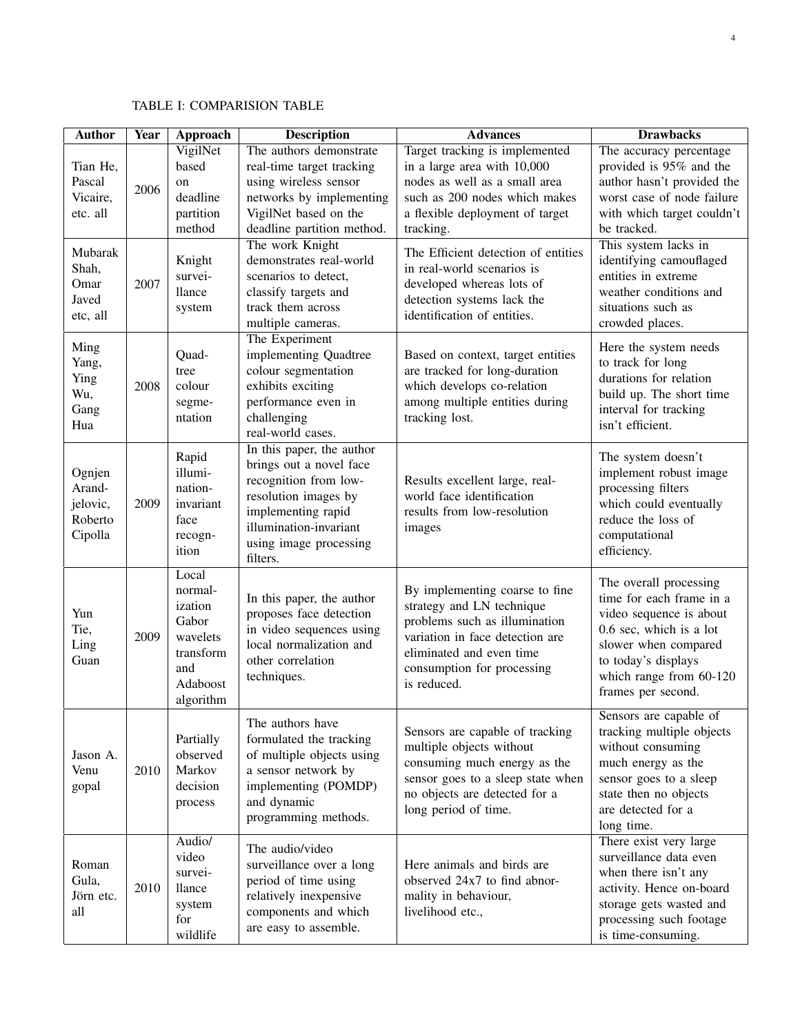TABLE I: COMPARISION TABLE

| Author | Year | Approach | Description | Advances | Drawbacks |
|---|---|---|---|---|---|
| Tian He, Pascal Vicaire, etc. all | 2006 | VigilNet based on deadline partition method | The authors demonstrate real-time target tracking using wireless sensor networks by implementing VigilNet based on the deadline partition method. | Target tracking is implemented in a large area with 10,000 nodes as well as a small area such as 200 nodes which makes a flexible deployment of target tracking. | The accuracy percentage provided is 95% and the author hasn't provided the worst case of node failure with which target couldn't be tracked. |
| Mubarak Shah, Omar Javed etc, all | 2007 | Knight surveillance system | The work Knight demonstrates real-world scenarios to detect, classify targets and track them across multiple cameras. | The Efficient detection of entities in real-world scenarios is developed whereas lots of detection systems lack the identification of entities. | This system lacks in identifying camouflaged entities in extreme weather conditions and situations such as crowded places. |
| Ming Yang, Ying Wu, Gang Hua | 2008 | Quad-tree colour segmentation | The Experiment implementing Quadtree colour segmentation exhibits exciting performance even in challenging real-world cases. | Based on context, target entities are tracked for long-duration which develops co-relation among multiple entities during tracking lost. | Here the system needs to track for long durations for relation build up. The short time interval for tracking isn't efficient. |
| Ognjen Arandjelovic, Roberto Cipolla | 2009 | Rapid illumination-invariant face recognition | In this paper, the author brings out a novel face recognition from low-resolution images by implementing rapid illumination-invariant using image processing filters. | Results excellent large, real-world face identification results from low-resolution images | The system doesn't implement robust image processing filters which could eventually reduce the loss of computational efficiency. |
| Yun Tie, Ling Guan | 2009 | Local normalization Gabor wavelets transform and Adaboost algorithm | In this paper, the author proposes face detection in video sequences using local normalization and other correlation techniques. | By implementing coarse to fine strategy and LN technique problems such as illumination variation in face detection are eliminated and even time consumption for processing is reduced. | The overall processing time for each frame in a video sequence is about 0.6 sec, which is a lot slower when compared to today's displays which range from 60-120 frames per second. |
| Jason A. Venu gopal | 2010 | Partially observed Markov decision process | The authors have formulated the tracking of multiple objects using a sensor network by implementing (POMDP) and dynamic programming methods. | Sensors are capable of tracking multiple objects without consuming much energy as the sensor goes to a sleep state when no objects are detected for a long period of time. | Sensors are capable of tracking multiple objects without consuming much energy as the sensor goes to a sleep state then no objects are detected for a long time. |
| Roman Gula, Jörn etc. all | 2010 | Audio/video surveillance system for wildlife | The audio/video surveillance over a long period of time using relatively inexpensive components and which are easy to assemble. | Here animals and birds are observed 24x7 to find abnormality in behaviour, livelihood etc., | There exist very large surveillance data even when there isn't any activity. Hence on-board storage gets wasted and processing such footage is time-consuming. |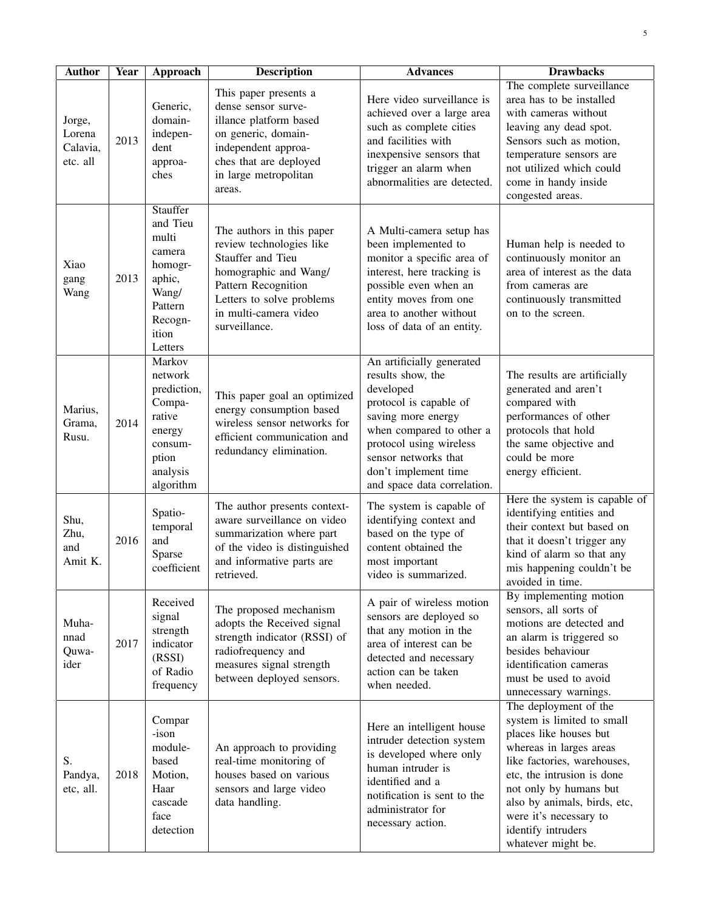| Author | Year | Approach | Description | Advances | Drawbacks |
|---|---|---|---|---|---|
| Jorge, Lorena Calavia, etc. all | 2013 | Generic, domain-independent approaches | This paper presents a dense sensor surveillance platform based on generic, domain-independent approaches that are deployed in large metropolitan areas. | Here video surveillance is achieved over a large area such as complete cities and facilities with inexpensive sensors that trigger an alarm when abnormalities are detected. | The complete surveillance area has to be installed with cameras without leaving any dead spot. Sensors such as motion, temperature sensors are not utilized which could come in handy inside congested areas. |
| Xiao gang Wang | 2013 | Stauffer and Tieu multi camera homographic, Wang/ Pattern Recognition Letters | The authors in this paper review technologies like Stauffer and Tieu homographic and Wang/ Pattern Recognition Letters to solve problems in multi-camera video surveillance. | A Multi-camera setup has been implemented to monitor a specific area of interest, here tracking is possible even when an entity moves from one area to another without loss of data of an entity. | Human help is needed to continuously monitor an area of interest as the data from cameras are continuously transmitted on to the screen. |
| Marius, Grama, Rusu. | 2014 | Markov network prediction, Comparative energy consumption analysis algorithm | This paper goal an optimized energy consumption based wireless sensor networks for efficient communication and redundancy elimination. | An artificially generated results show, the developed protocol is capable of saving more energy when compared to other a protocol using wireless sensor networks that don't implement time and space data correlation. | The results are artificially generated and aren't compared with performances of other protocols that hold the same objective and could be more energy efficient. |
| Shu, Zhu, and Amit K. | 2016 | Spatio-temporal and Sparse coefficient | The author presents context-aware surveillance on video summarization where part of the video is distinguished and informative parts are retrieved. | The system is capable of identifying context and based on the type of content obtained the most important video is summarized. | Here the system is capable of identifying entities and their context but based on that it doesn't trigger any kind of alarm so that any mis happening couldn't be avoided in time. |
| Muhannad Quwaider | 2017 | Received signal strength indicator (RSSI) of Radio frequency | The proposed mechanism adopts the Received signal strength indicator (RSSI) of radiofrequency and measures signal strength between deployed sensors. | A pair of wireless motion sensors are deployed so that any motion in the area of interest can be detected and necessary action can be taken when needed. | By implementing motion sensors, all sorts of motions are detected and an alarm is triggered so besides behaviour identification cameras must be used to avoid unnecessary warnings. |
| S. Pandya, etc, all. | 2018 | Comparison module-based Motion, Haar cascade face detection | An approach to providing real-time monitoring of houses based on various sensors and large video data handling. | Here an intelligent house intruder detection system is developed where only human intruder is identified and a notification is sent to the administrator for necessary action. | The deployment of the system is limited to small places like houses but whereas in larges areas like factories, warehouses, etc, the intrusion is done not only by humans but also by animals, birds, etc, were it's necessary to identify intruders whatever might be. |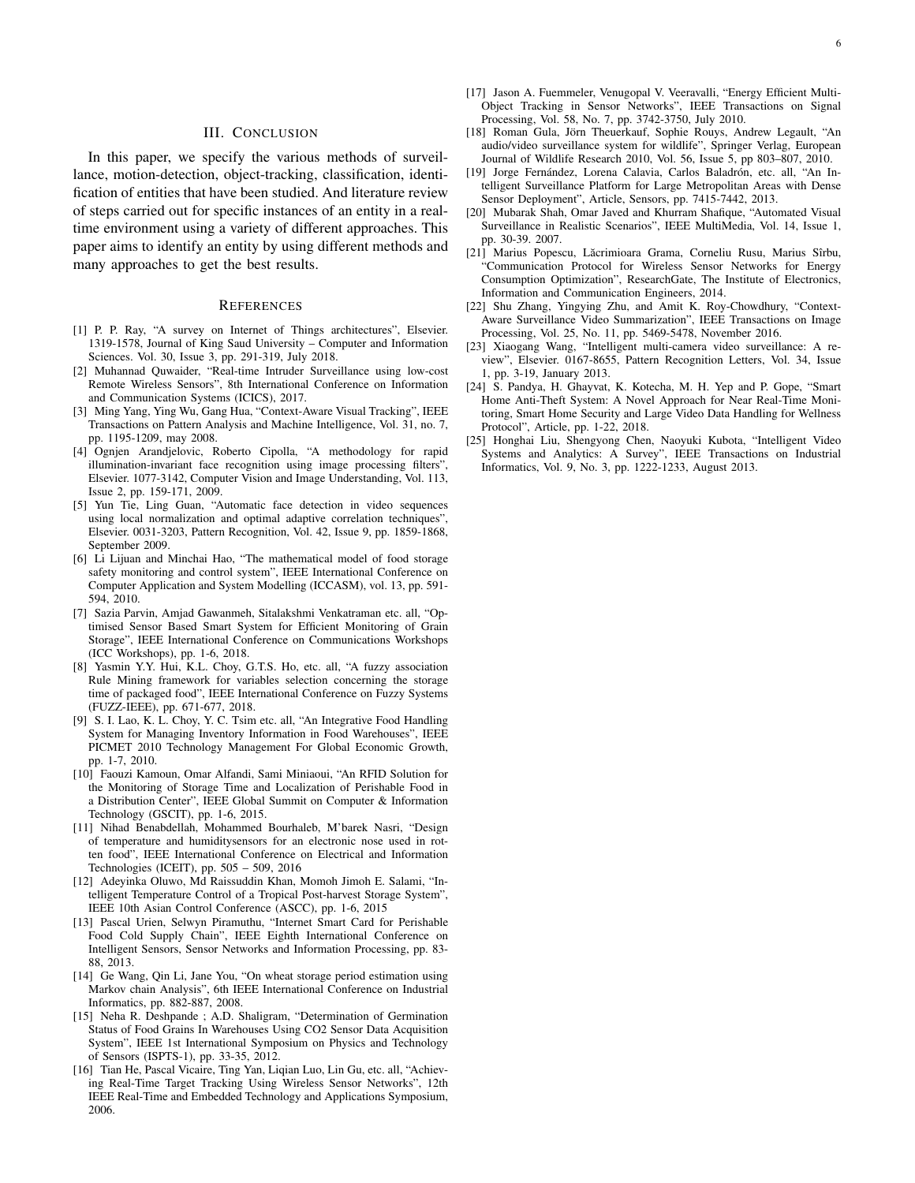## III. Conclusion

In this paper, we specify the various methods of surveillance, motion-detection, object-tracking, classification, identification of entities that have been studied. And literature review of steps carried out for specific instances of an entity in a real-time environment using a variety of different approaches. This paper aims to identify an entity by using different methods and many approaches to get the best results.

## References

[1] P. P. Ray, "A survey on Internet of Things architectures", Elsevier. 1319-1578, Journal of King Saud University – Computer and Information Sciences. Vol. 30, Issue 3, pp. 291-319, July 2018.

[2] Muhannad Quwaider, "Real-time Intruder Surveillance using low-cost Remote Wireless Sensors", 8th International Conference on Information and Communication Systems (ICICS), 2017.

[3] Ming Yang, Ying Wu, Gang Hua, "Context-Aware Visual Tracking", IEEE Transactions on Pattern Analysis and Machine Intelligence, Vol. 31, no. 7, pp. 1195-1209, may 2008.

[4] Ognjen Arandjelovic, Roberto Cipolla, "A methodology for rapid illumination-invariant face recognition using image processing filters", Elsevier. 1077-3142, Computer Vision and Image Understanding, Vol. 113, Issue 2, pp. 159-171, 2009.

[5] Yun Tie, Ling Guan, "Automatic face detection in video sequences using local normalization and optimal adaptive correlation techniques", Elsevier. 0031-3203, Pattern Recognition, Vol. 42, Issue 9, pp. 1859-1868, September 2009.

[6] Li Lijuan and Minchai Hao, "The mathematical model of food storage safety monitoring and control system", IEEE International Conference on Computer Application and System Modelling (ICCASM), vol. 13, pp. 591-594, 2010.

[7] Sazia Parvin, Amjad Gawanmeh, Sitalakshmi Venkatraman etc. all, "Optimised Sensor Based Smart System for Efficient Monitoring of Grain Storage", IEEE International Conference on Communications Workshops (ICC Workshops), pp. 1-6, 2018.

[8] Yasmin Y.Y. Hui, K.L. Choy, G.T.S. Ho, etc. all, "A fuzzy association Rule Mining framework for variables selection concerning the storage time of packaged food", IEEE International Conference on Fuzzy Systems (FUZZ-IEEE), pp. 671-677, 2018.

[9] S. I. Lao, K. L. Choy, Y. C. Tsim etc. all, "An Integrative Food Handling System for Managing Inventory Information in Food Warehouses", IEEE PICMET 2010 Technology Management For Global Economic Growth, pp. 1-7, 2010.

[10] Faouzi Kamoun, Omar Alfandi, Sami Miniaoui, "An RFID Solution for the Monitoring of Storage Time and Localization of Perishable Food in a Distribution Center", IEEE Global Summit on Computer & Information Technology (GSCIT), pp. 1-6, 2015.

[11] Nihad Benabdellah, Mohammed Bourhaleb, M'barek Nasri, "Design of temperature and humiditysensors for an electronic nose used in rotten food", IEEE International Conference on Electrical and Information Technologies (ICEIT), pp. 505 – 509, 2016

[12] Adeyinka Oluwo, Md Raissuddin Khan, Momoh Jimoh E. Salami, "Intelligent Temperature Control of a Tropical Post-harvest Storage System", IEEE 10th Asian Control Conference (ASCC), pp. 1-6, 2015

[13] Pascal Urien, Selwyn Piramuthu, "Internet Smart Card for Perishable Food Cold Supply Chain", IEEE Eighth International Conference on Intelligent Sensors, Sensor Networks and Information Processing, pp. 83-88, 2013.

[14] Ge Wang, Qin Li, Jane You, "On wheat storage period estimation using Markov chain Analysis", 6th IEEE International Conference on Industrial Informatics, pp. 882-887, 2008.

[15] Neha R. Deshpande ; A.D. Shaligram, "Determination of Germination Status of Food Grains In Warehouses Using CO2 Sensor Data Acquisition System", IEEE 1st International Symposium on Physics and Technology of Sensors (ISPTS-1), pp. 33-35, 2012.

[16] Tian He, Pascal Vicaire, Ting Yan, Liqian Luo, Lin Gu, etc. all, "Achieving Real-Time Target Tracking Using Wireless Sensor Networks", 12th IEEE Real-Time and Embedded Technology and Applications Symposium, 2006.

[17] Jason A. Fuemmeler, Venugopal V. Veeravalli, "Energy Efficient Multi-Object Tracking in Sensor Networks", IEEE Transactions on Signal Processing, Vol. 58, No. 7, pp. 3742-3750, July 2010.

[18] Roman Gula, Jörn Theuerkauf, Sophie Rouys, Andrew Legault, "An audio/video surveillance system for wildlife", Springer Verlag, European Journal of Wildlife Research 2010, Vol. 56, Issue 5, pp 803–807, 2010.

[19] Jorge Fernández, Lorena Calavia, Carlos Baladrón, etc. all, "An Intelligent Surveillance Platform for Large Metropolitan Areas with Dense Sensor Deployment", Article, Sensors, pp. 7415-7442, 2013.

[20] Mubarak Shah, Omar Javed and Khurram Shafique, "Automated Visual Surveillance in Realistic Scenarios", IEEE MultiMedia, Vol. 14, Issue 1, pp. 30-39. 2007.

[21] Marius Popescu, Lăcrimioara Grama, Corneliu Rusu, Marius Sîrbu, "Communication Protocol for Wireless Sensor Networks for Energy Consumption Optimization", ResearchGate, The Institute of Electronics, Information and Communication Engineers, 2014.

[22] Shu Zhang, Yingying Zhu, and Amit K. Roy-Chowdhury, "Context-Aware Surveillance Video Summarization", IEEE Transactions on Image Processing, Vol. 25, No. 11, pp. 5469-5478, November 2016.

[23] Xiaogang Wang, "Intelligent multi-camera video surveillance: A review", Elsevier. 0167-8655, Pattern Recognition Letters, Vol. 34, Issue 1, pp. 3-19, January 2013.

[24] S. Pandya, H. Ghayvat, K. Kotecha, M. H. Yep and P. Gope, "Smart Home Anti-Theft System: A Novel Approach for Near Real-Time Monitoring, Smart Home Security and Large Video Data Handling for Wellness Protocol", Article, pp. 1-22, 2018.

[25] Honghai Liu, Shengyong Chen, Naoyuki Kubota, "Intelligent Video Systems and Analytics: A Survey", IEEE Transactions on Industrial Informatics, Vol. 9, No. 3, pp. 1222-1233, August 2013.